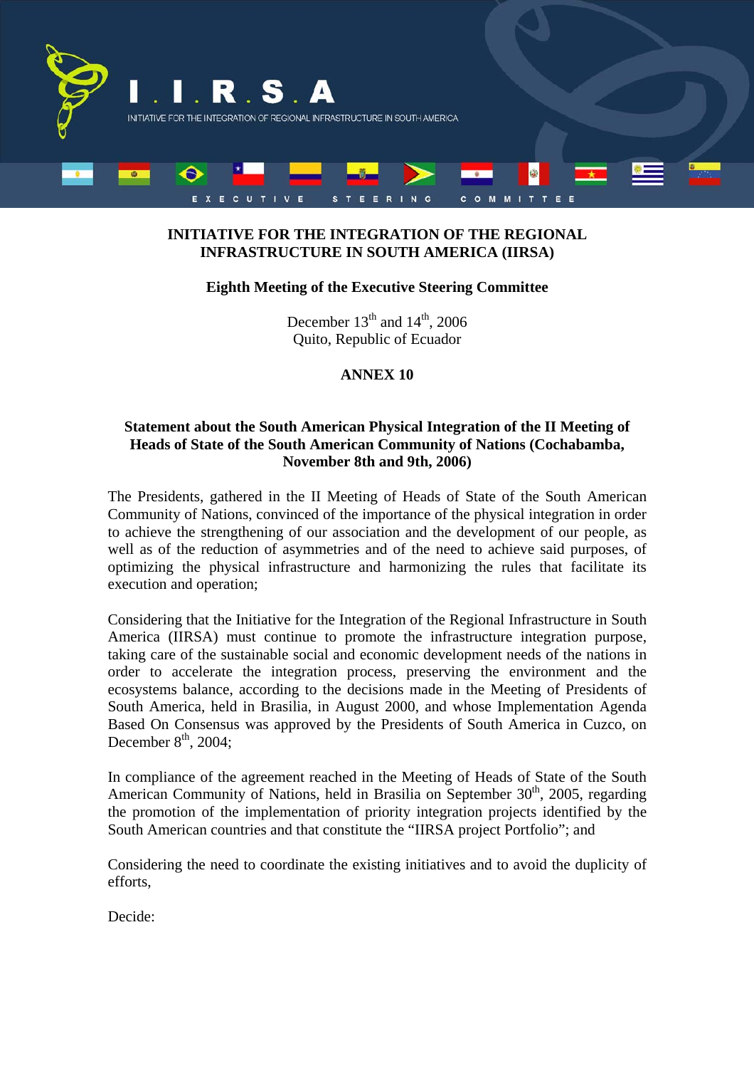# INITIATIVE FOR THE INTEGRATION OF THE REGIONAL INFRASTRUCTURE IN SOUTH AMERICA (IIRSA)

**Eighth Meeting of the Executive Steering Committee**

December 13th and 14th, 2006
Quito, Republic of Ecuador

**ANNEX 10**

## Statement about the South American Physical Integration of the II Meeting of Heads of State of the South American Community of Nations (Cochabamba, November 8th and 9th, 2006)

The Presidents, gathered in the II Meeting of Heads of State of the South American Community of Nations, convinced of the importance of the physical integration in order to achieve the strengthening of our association and the development of our people, as well as of the reduction of asymmetries and of the need to achieve said purposes, of optimizing the physical infrastructure and harmonizing the rules that facilitate its execution and operation;

Considering that the Initiative for the Integration of the Regional Infrastructure in South America (IIRSA) must continue to promote the infrastructure integration purpose, taking care of the sustainable social and economic development needs of the nations in order to accelerate the integration process, preserving the environment and the ecosystems balance, according to the decisions made in the Meeting of Presidents of South America, held in Brasilia, in August 2000, and whose Implementation Agenda Based On Consensus was approved by the Presidents of South America in Cuzco, on December 8th, 2004;

In compliance of the agreement reached in the Meeting of Heads of State of the South American Community of Nations, held in Brasilia on September 30th, 2005, regarding the promotion of the implementation of priority integration projects identified by the South American countries and that constitute the "IIRSA project Portfolio"; and

Considering the need to coordinate the existing initiatives and to avoid the duplicity of efforts,

Decide: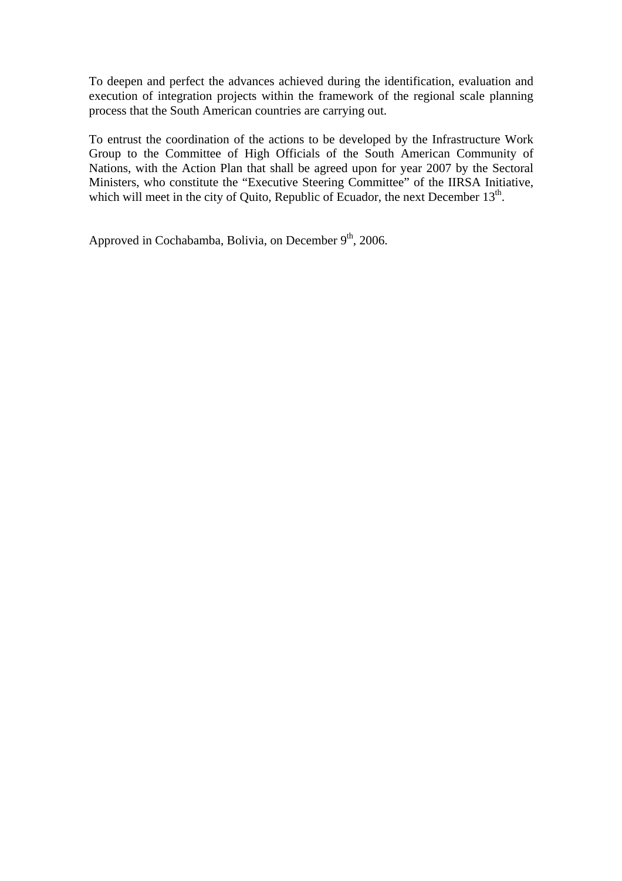To deepen and perfect the advances achieved during the identification, evaluation and execution of integration projects within the framework of the regional scale planning process that the South American countries are carrying out.

To entrust the coordination of the actions to be developed by the Infrastructure Work Group to the Committee of High Officials of the South American Community of Nations, with the Action Plan that shall be agreed upon for year 2007 by the Sectoral Ministers, who constitute the "Executive Steering Committee" of the IIRSA Initiative, which will meet in the city of Quito, Republic of Ecuador, the next December 13th.

Approved in Cochabamba, Bolivia, on December 9th, 2006.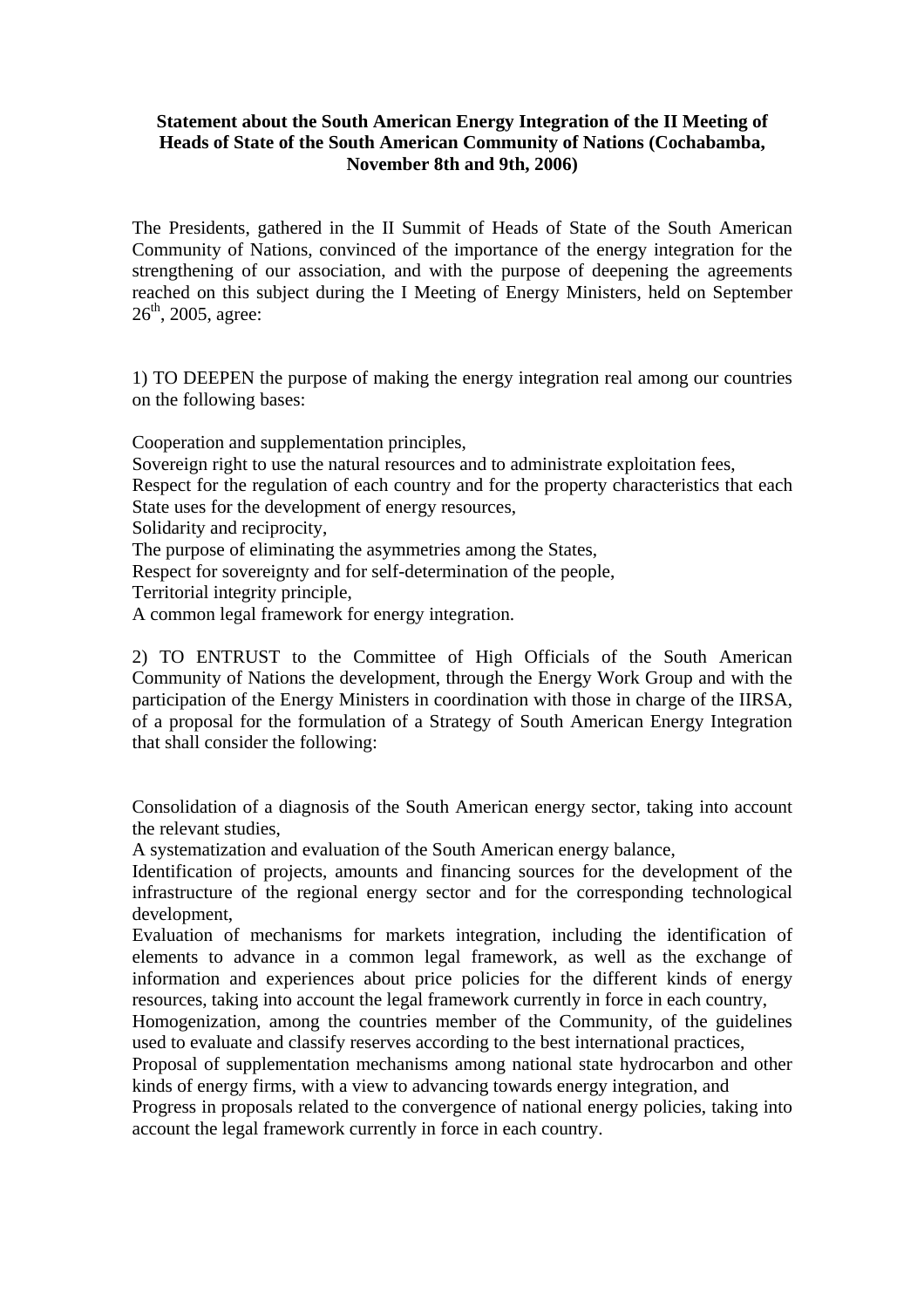**Statement about the South American Energy Integration of the II Meeting of Heads of State of the South American Community of Nations (Cochabamba, November 8th and 9th, 2006)**

The Presidents, gathered in the II Summit of Heads of State of the South American Community of Nations, convinced of the importance of the energy integration for the strengthening of our association, and with the purpose of deepening the agreements reached on this subject during the I Meeting of Energy Ministers, held on September 26th, 2005, agree:

1) TO DEEPEN the purpose of making the energy integration real among our countries on the following bases:

Cooperation and supplementation principles,
Sovereign right to use the natural resources and to administrate exploitation fees,
Respect for the regulation of each country and for the property characteristics that each State uses for the development of energy resources,
Solidarity and reciprocity,
The purpose of eliminating the asymmetries among the States,
Respect for sovereignty and for self-determination of the people,
Territorial integrity principle,
A common legal framework for energy integration.

2) TO ENTRUST to the Committee of High Officials of the South American Community of Nations the development, through the Energy Work Group and with the participation of the Energy Ministers in coordination with those in charge of the IIRSA, of a proposal for the formulation of a Strategy of South American Energy Integration that shall consider the following:

Consolidation of a diagnosis of the South American energy sector, taking into account the relevant studies,
A systematization and evaluation of the South American energy balance,
Identification of projects, amounts and financing sources for the development of the infrastructure of the regional energy sector and for the corresponding technological development,
Evaluation of mechanisms for markets integration, including the identification of elements to advance in a common legal framework, as well as the exchange of information and experiences about price policies for the different kinds of energy resources, taking into account the legal framework currently in force in each country,
Homogenization, among the countries member of the Community, of the guidelines used to evaluate and classify reserves according to the best international practices,
Proposal of supplementation mechanisms among national state hydrocarbon and other kinds of energy firms, with a view to advancing towards energy integration, and
Progress in proposals related to the convergence of national energy policies, taking into account the legal framework currently in force in each country.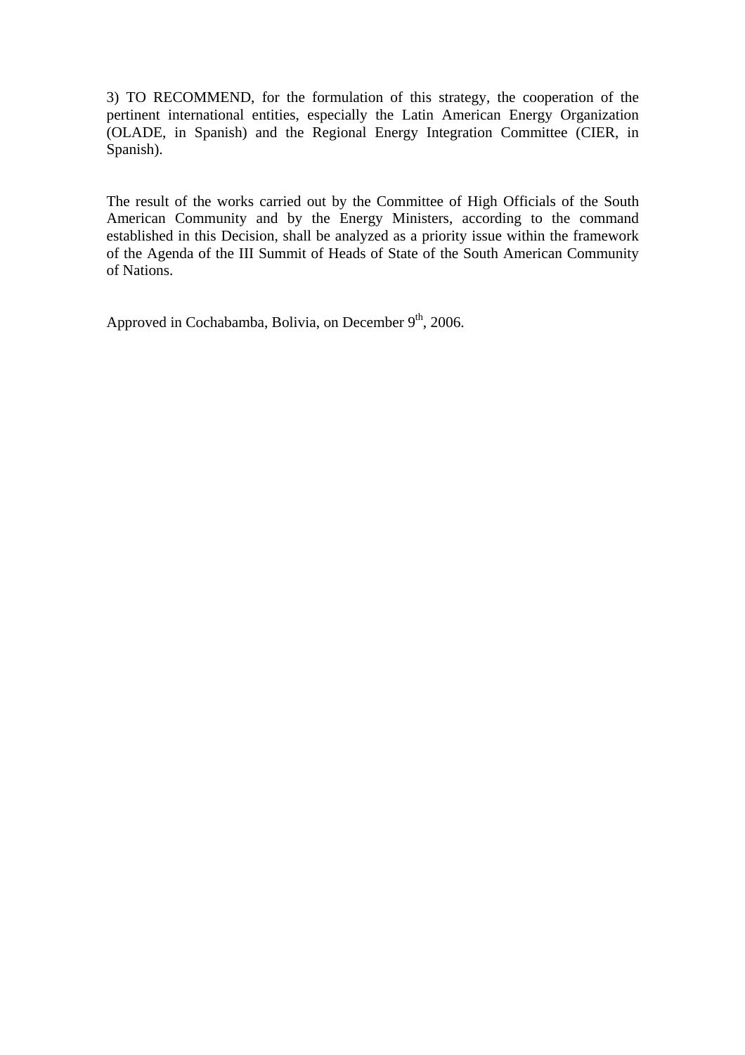3) TO RECOMMEND, for the formulation of this strategy, the cooperation of the pertinent international entities, especially the Latin American Energy Organization (OLADE, in Spanish) and the Regional Energy Integration Committee (CIER, in Spanish).

The result of the works carried out by the Committee of High Officials of the South American Community and by the Energy Ministers, according to the command established in this Decision, shall be analyzed as a priority issue within the framework of the Agenda of the III Summit of Heads of State of the South American Community of Nations.

Approved in Cochabamba, Bolivia, on December 9th, 2006.